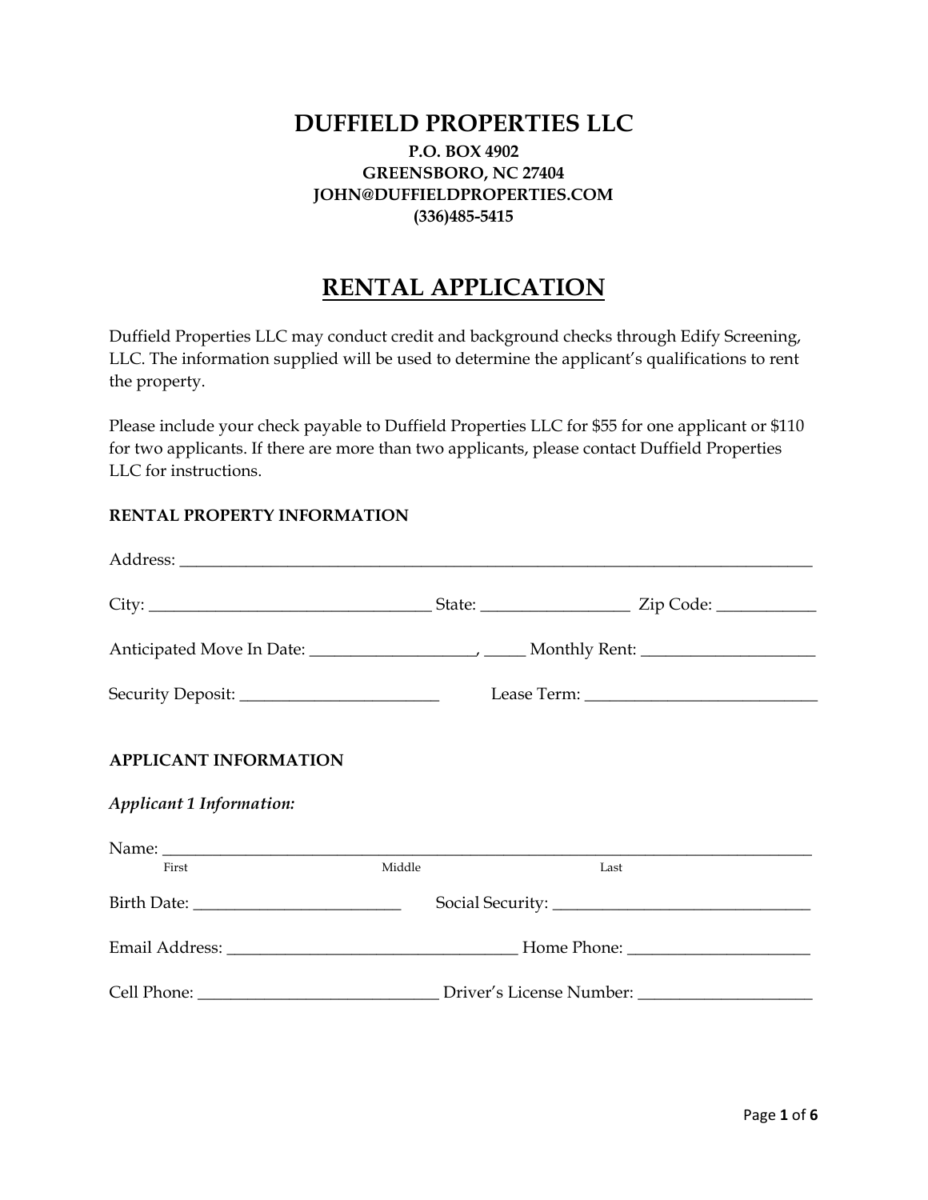# DUFFIELD PROPERTIES LLC

**P.O. BOX 4902**
**GREENSBORO, NC 27404**
**JOHN@DUFFIELDPROPERTIES.COM**
**(336)485-5415**

## RENTAL APPLICATION

Duffield Properties LLC may conduct credit and background checks through Edify Screening, LLC. The information supplied will be used to determine the applicant's qualifications to rent the property.

Please include your check payable to Duffield Properties LLC for $55 for one applicant or $110 for two applicants. If there are more than two applicants, please contact Duffield Properties LLC for instructions.

**RENTAL PROPERTY INFORMATION**

Address: ______________________________________________________________________________

City: _________________________________ State: _________________ Zip Code: ___________

Anticipated Move In Date: ___________________, _____ Monthly Rent: ____________________

Security Deposit: _______________________ Lease Term: ____________________________

**APPLICANT INFORMATION**

***Applicant 1 Information:***

Name: ______________________________________________________________________________
First Middle Last

Birth Date: ________________________ Social Security: _______________________________

Email Address: __________________________________ Home Phone: _____________________

Cell Phone: _____________________________ Driver's License Number: ____________________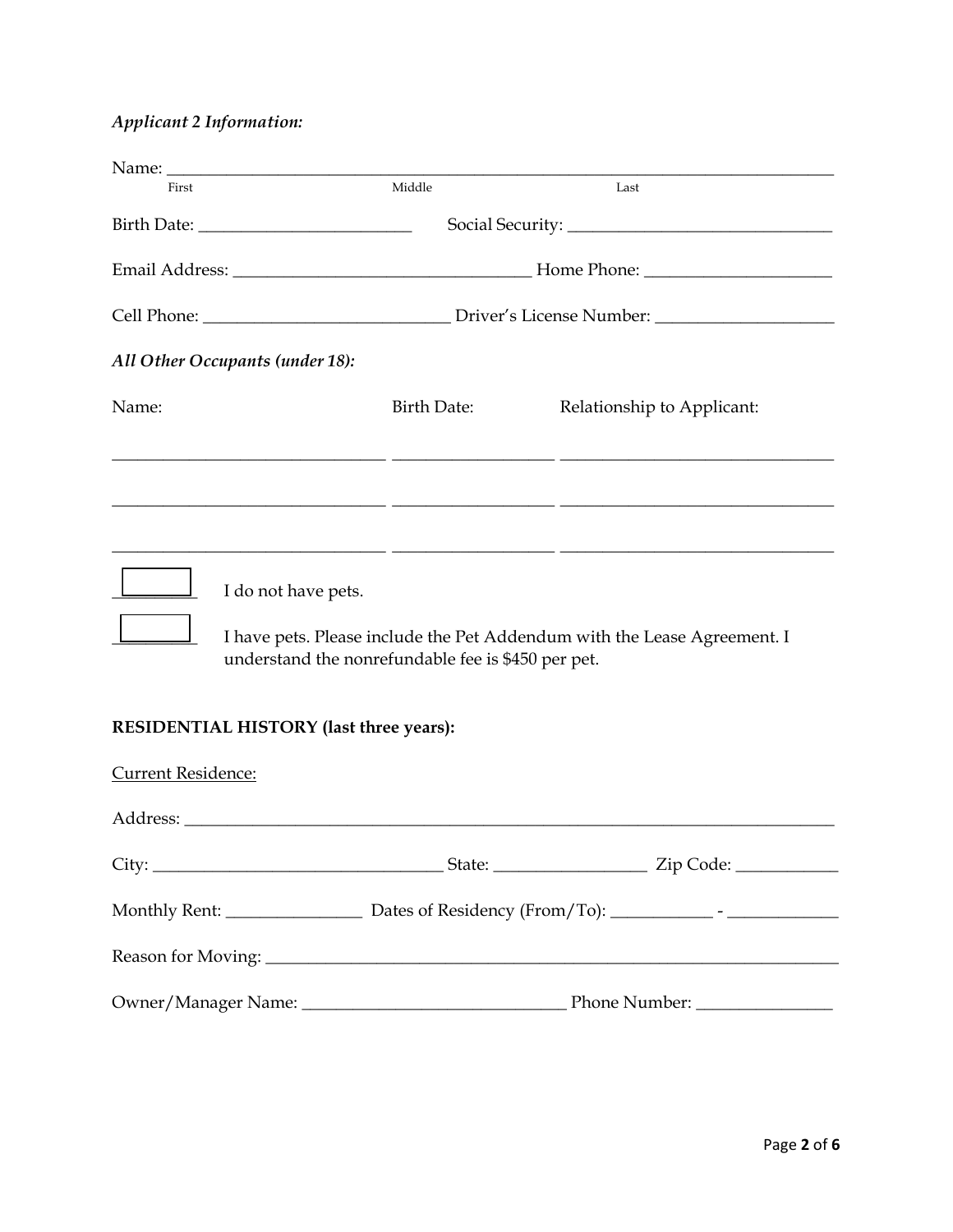*Applicant 2 Information:*

Name: ______________________________________________________________________________
First Middle Last

Birth Date: _________________________ Social Security: _______________________________

Email Address: __________________________________ Home Phone: _____________________

Cell Phone: ____________________________ Driver's License Number: ____________________

*All Other Occupants (under 18):*

| Name: | Birth Date: | Relationship to Applicant: |
| --- | --- | --- |
| _______________________________ | __________________ | _______________________________ |
| _______________________________ | __________________ | _______________________________ |
| _______________________________ | __________________ | _______________________________ |

☐ I do not have pets.

☐ I have pets. Please include the Pet Addendum with the Lease Agreement. I understand the nonrefundable fee is $450 per pet.

**RESIDENTIAL HISTORY (last three years):**

Current Residence:

Address: ___________________________________________________________________________

City: _________________________________ State: _________________ Zip Code: ____________

Monthly Rent: _______________ Dates of Residency (From/To): ___________ - ____________

Reason for Moving: __________________________________________________________________

Owner/Manager Name: ______________________________ Phone Number: _______________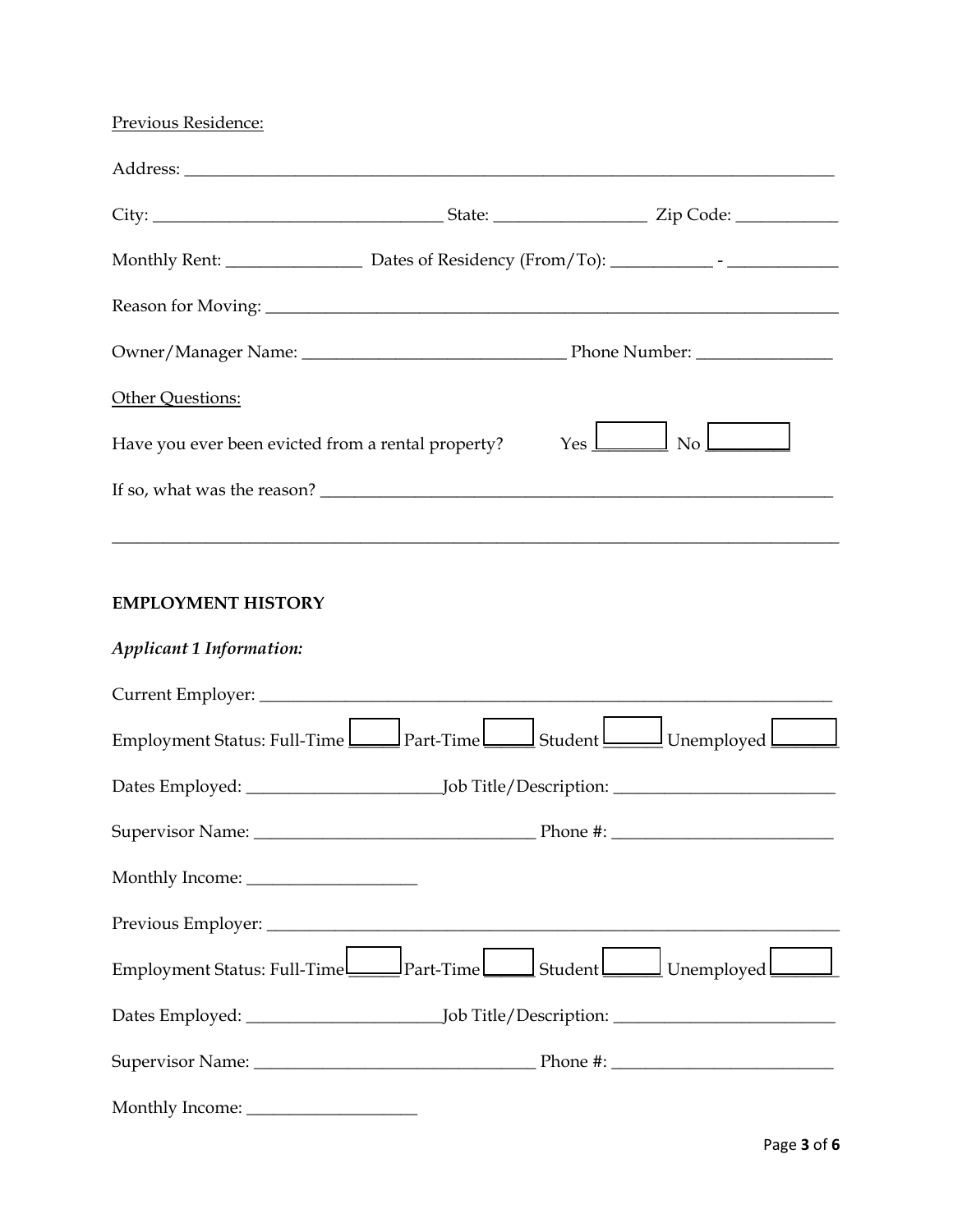Previous Residence:

Address: ______________________________________________________________________________

City: __________________________________ State: __________________ Zip Code: ____________

Monthly Rent: ________________ Dates of Residency (From/To): ____________ - _____________

Reason for Moving: ____________________________________________________________________

Owner/Manager Name: _______________________________ Phone Number: ________________

Other Questions:

Have you ever been evicted from a rental property? Yes ☐ No ☐

If so, what was the reason? _______________________________________________________________

_________________________________________________________________________________________

**EMPLOYMENT HISTORY**

***Applicant 1 Information:***

Current Employer: ____________________________________________________________________

Employment Status: Full-Time ☐ Part-Time ☐ Student ☐ Unemployed ☐

Dates Employed: _______________________ Job Title/Description: __________________________

Supervisor Name: _________________________________ Phone #: __________________________

Monthly Income: ____________________

Previous Employer: ____________________________________________________________________

Employment Status: Full-Time ☐ Part-Time ☐ Student ☐ Unemployed ☐

Dates Employed: _______________________ Job Title/Description: __________________________

Supervisor Name: _________________________________ Phone #: __________________________

Monthly Income: ____________________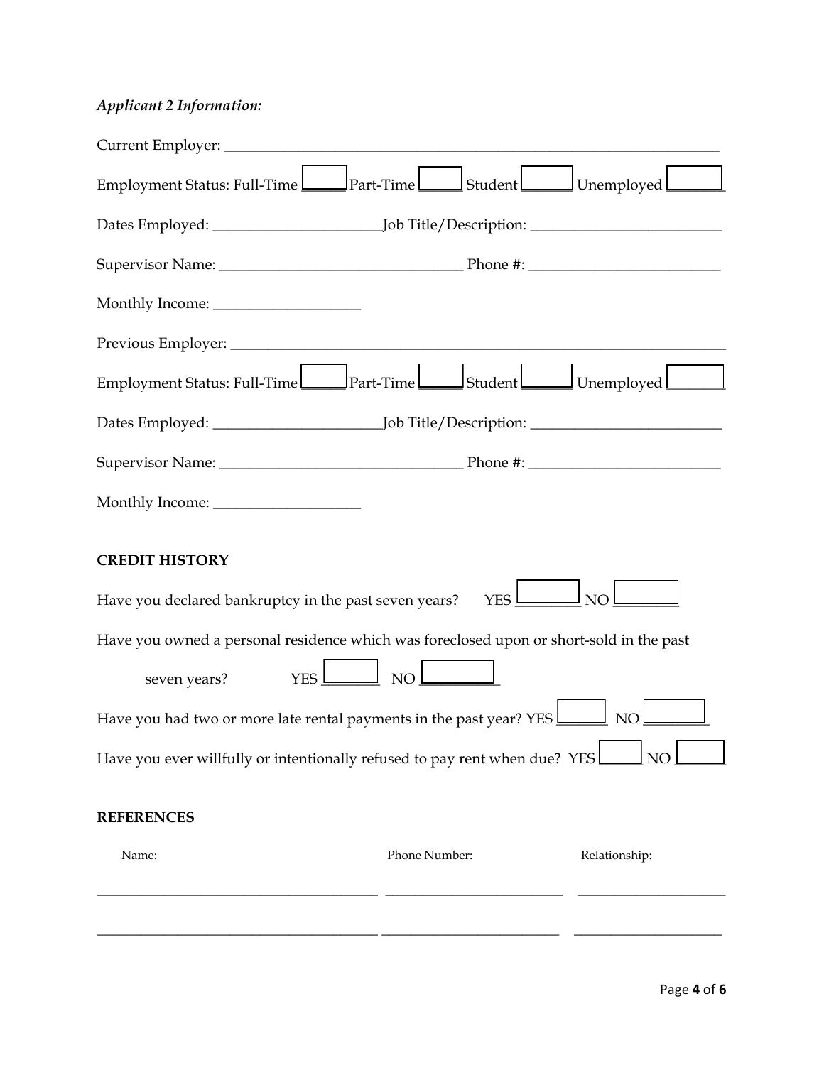*Applicant 2 Information:*

Current Employer: ______________________________________________________________________

Employment Status: Full-Time ☐ Part-Time ☐ Student ☐ Unemployed ☐

Dates Employed: ______________________ Job Title/Description: _________________________

Supervisor Name: ________________________________ Phone #: _________________________

Monthly Income: ___________________

Previous Employer: ____________________________________________________________________

Employment Status: Full-Time ☐ Part-Time ☐ Student ☐ Unemployed ☐

Dates Employed: ______________________ Job Title/Description: _________________________

Supervisor Name: ________________________________ Phone #: _________________________

Monthly Income: ___________________

**CREDIT HISTORY**

Have you declared bankruptcy in the past seven years? YES ☐ NO ☐

Have you owned a personal residence which was foreclosed upon or short-sold in the past seven years? YES ☐ NO ☐

Have you had two or more late rental payments in the past year? YES ☐ NO ☐

Have you ever willfully or intentionally refused to pay rent when due? YES ☐ NO ☐

**REFERENCES**

| Name: | Phone Number: | Relationship: |
|---|---|---|
| | | |
| | | |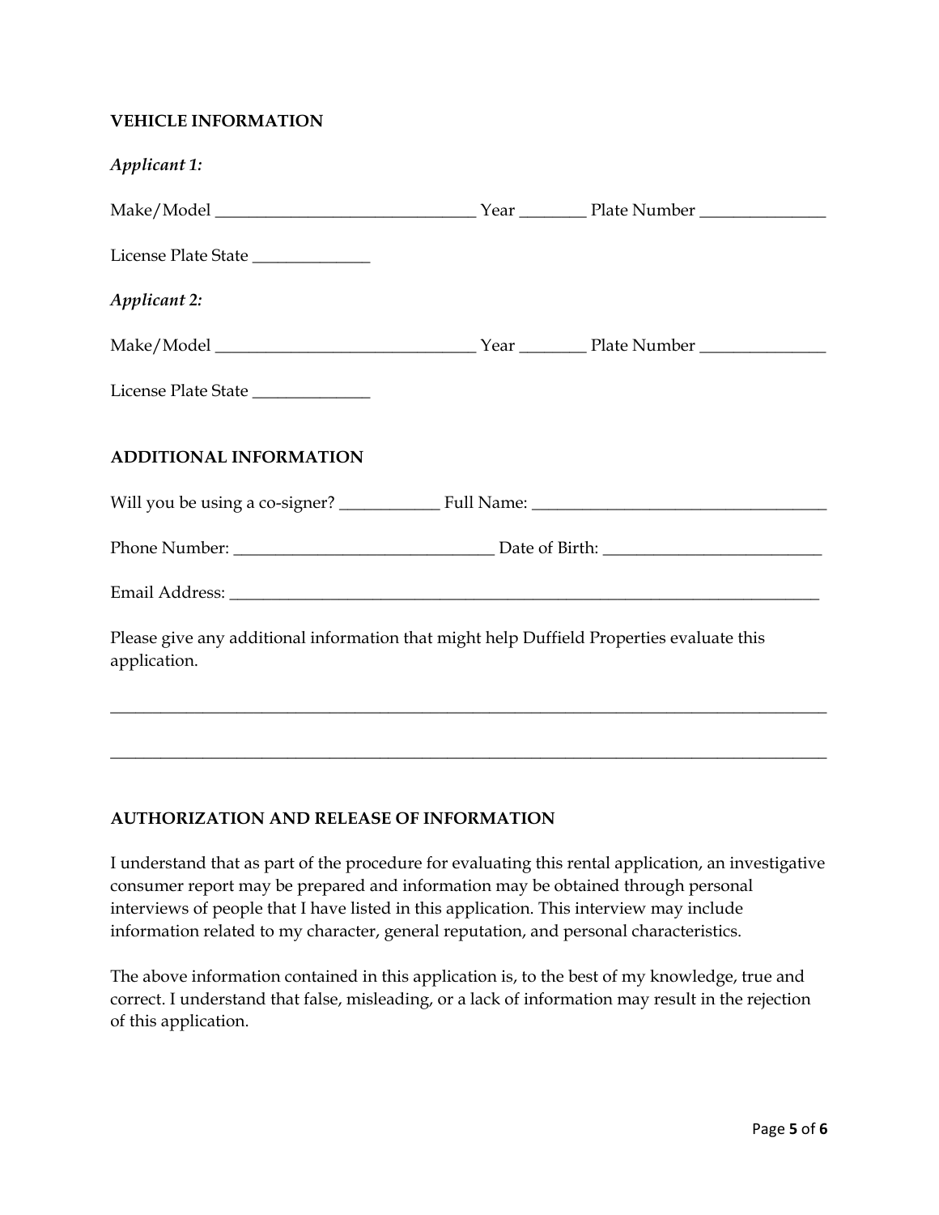### VEHICLE INFORMATION

*Applicant 1:*

Make/Model _______________________________ Year ________ Plate Number _______________

License Plate State ______________

*Applicant 2:*

Make/Model _______________________________ Year ________ Plate Number _______________

License Plate State ______________

### ADDITIONAL INFORMATION

Will you be using a co-signer? ____________ Full Name: ___________________________________

Phone Number: _______________________________ Date of Birth: __________________________

Email Address: _________________________________________________________________________

Please give any additional information that might help Duffield Properties evaluate this application.

_________________________________________________________________________________________

_________________________________________________________________________________________

### AUTHORIZATION AND RELEASE OF INFORMATION

I understand that as part of the procedure for evaluating this rental application, an investigative consumer report may be prepared and information may be obtained through personal interviews of people that I have listed in this application. This interview may include information related to my character, general reputation, and personal characteristics.

The above information contained in this application is, to the best of my knowledge, true and correct. I understand that false, misleading, or a lack of information may result in the rejection of this application.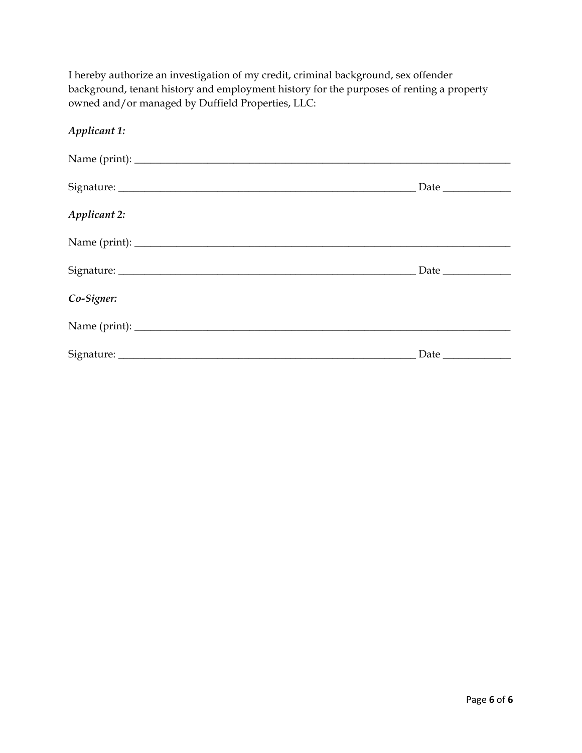I hereby authorize an investigation of my credit, criminal background, sex offender background, tenant history and employment history for the purposes of renting a property owned and/or managed by Duffield Properties, LLC:

***Applicant 1:***

Name (print): ___________________________________________________________________________

Signature: ___________________________________________________________ Date _____________

***Applicant 2:***

Name (print): ___________________________________________________________________________

Signature: ___________________________________________________________ Date _____________

***Co-Signer:***

Name (print): ___________________________________________________________________________

Signature: ___________________________________________________________ Date _____________